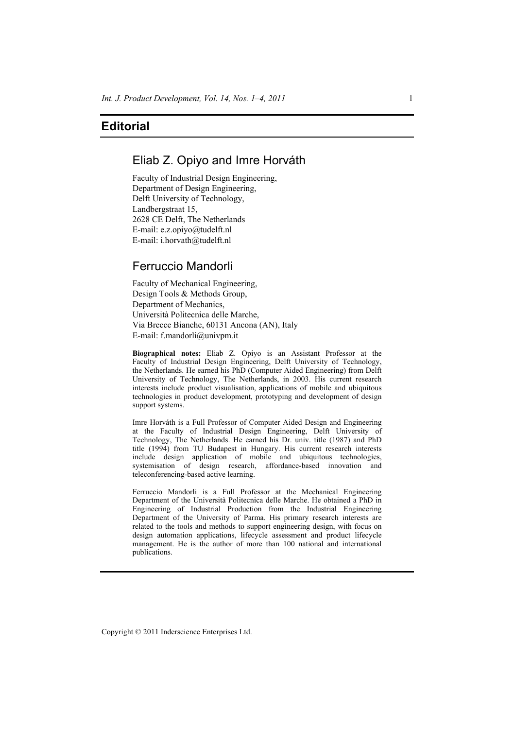# Editorial

## Eliab Z. Opiyo and Imre Horváth

Faculty of Industrial Design Engineering,
Department of Design Engineering,
Delft University of Technology,
Landbergstraat 15,
2628 CE Delft, The Netherlands
E-mail: e.z.opiyo@tudelft.nl
E-mail: i.horvath@tudelft.nl

## Ferruccio Mandorli

Faculty of Mechanical Engineering,
Design Tools & Methods Group,
Department of Mechanics,
Università Politecnica delle Marche,
Via Brecce Bianche, 60131 Ancona (AN), Italy
E-mail: f.mandorli@univpm.it

**Biographical notes:** Eliab Z. Opiyo is an Assistant Professor at the Faculty of Industrial Design Engineering, Delft University of Technology, the Netherlands. He earned his PhD (Computer Aided Engineering) from Delft University of Technology, The Netherlands, in 2003. His current research interests include product visualisation, applications of mobile and ubiquitous technologies in product development, prototyping and development of design support systems.

Imre Horváth is a Full Professor of Computer Aided Design and Engineering at the Faculty of Industrial Design Engineering, Delft University of Technology, The Netherlands. He earned his Dr. univ. title (1987) and PhD title (1994) from TU Budapest in Hungary. His current research interests include design application of mobile and ubiquitous technologies, systemisation of design research, affordance-based innovation and teleconferencing-based active learning.

Ferruccio Mandorli is a Full Professor at the Mechanical Engineering Department of the Università Politecnica delle Marche. He obtained a PhD in Engineering of Industrial Production from the Industrial Engineering Department of the University of Parma. His primary research interests are related to the tools and methods to support engineering design, with focus on design automation applications, lifecycle assessment and product lifecycle management. He is the author of more than 100 national and international publications.

Copyright © 2011 Inderscience Enterprises Ltd.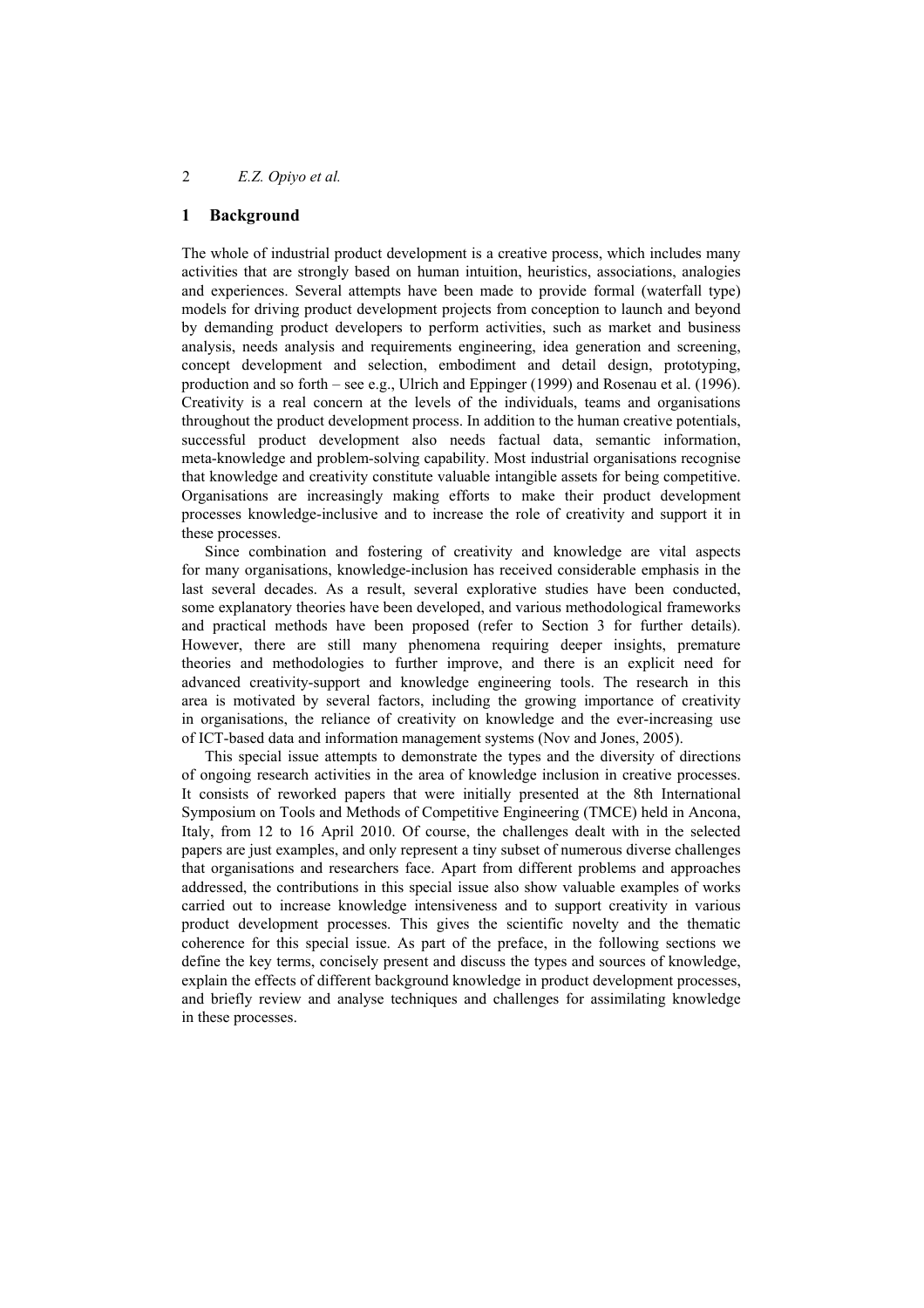## 1 Background

The whole of industrial product development is a creative process, which includes many activities that are strongly based on human intuition, heuristics, associations, analogies and experiences. Several attempts have been made to provide formal (waterfall type) models for driving product development projects from conception to launch and beyond by demanding product developers to perform activities, such as market and business analysis, needs analysis and requirements engineering, idea generation and screening, concept development and selection, embodiment and detail design, prototyping, production and so forth – see e.g., Ulrich and Eppinger (1999) and Rosenau et al. (1996). Creativity is a real concern at the levels of the individuals, teams and organisations throughout the product development process. In addition to the human creative potentials, successful product development also needs factual data, semantic information, meta-knowledge and problem-solving capability. Most industrial organisations recognise that knowledge and creativity constitute valuable intangible assets for being competitive. Organisations are increasingly making efforts to make their product development processes knowledge-inclusive and to increase the role of creativity and support it in these processes.

Since combination and fostering of creativity and knowledge are vital aspects for many organisations, knowledge-inclusion has received considerable emphasis in the last several decades. As a result, several explorative studies have been conducted, some explanatory theories have been developed, and various methodological frameworks and practical methods have been proposed (refer to Section 3 for further details). However, there are still many phenomena requiring deeper insights, premature theories and methodologies to further improve, and there is an explicit need for advanced creativity-support and knowledge engineering tools. The research in this area is motivated by several factors, including the growing importance of creativity in organisations, the reliance of creativity on knowledge and the ever-increasing use of ICT-based data and information management systems (Nov and Jones, 2005).

This special issue attempts to demonstrate the types and the diversity of directions of ongoing research activities in the area of knowledge inclusion in creative processes. It consists of reworked papers that were initially presented at the 8th International Symposium on Tools and Methods of Competitive Engineering (TMCE) held in Ancona, Italy, from 12 to 16 April 2010. Of course, the challenges dealt with in the selected papers are just examples, and only represent a tiny subset of numerous diverse challenges that organisations and researchers face. Apart from different problems and approaches addressed, the contributions in this special issue also show valuable examples of works carried out to increase knowledge intensiveness and to support creativity in various product development processes. This gives the scientific novelty and the thematic coherence for this special issue. As part of the preface, in the following sections we define the key terms, concisely present and discuss the types and sources of knowledge, explain the effects of different background knowledge in product development processes, and briefly review and analyse techniques and challenges for assimilating knowledge in these processes.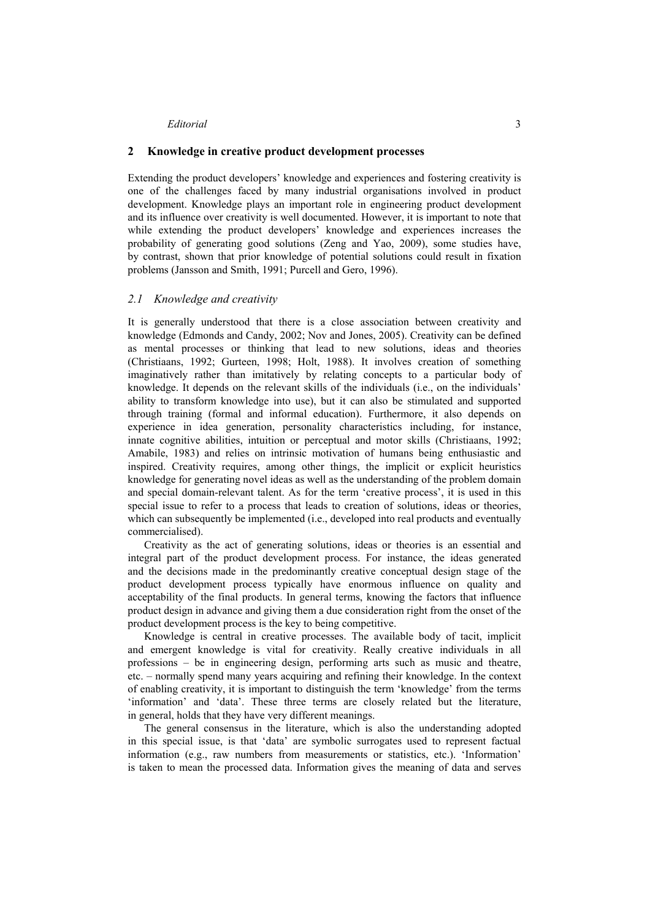## 2 Knowledge in creative product development processes

Extending the product developers' knowledge and experiences and fostering creativity is one of the challenges faced by many industrial organisations involved in product development. Knowledge plays an important role in engineering product development and its influence over creativity is well documented. However, it is important to note that while extending the product developers' knowledge and experiences increases the probability of generating good solutions (Zeng and Yao, 2009), some studies have, by contrast, shown that prior knowledge of potential solutions could result in fixation problems (Jansson and Smith, 1991; Purcell and Gero, 1996).

### *2.1 Knowledge and creativity*

It is generally understood that there is a close association between creativity and knowledge (Edmonds and Candy, 2002; Nov and Jones, 2005). Creativity can be defined as mental processes or thinking that lead to new solutions, ideas and theories (Christiaans, 1992; Gurteen, 1998; Holt, 1988). It involves creation of something imaginatively rather than imitatively by relating concepts to a particular body of knowledge. It depends on the relevant skills of the individuals (i.e., on the individuals' ability to transform knowledge into use), but it can also be stimulated and supported through training (formal and informal education). Furthermore, it also depends on experience in idea generation, personality characteristics including, for instance, innate cognitive abilities, intuition or perceptual and motor skills (Christiaans, 1992; Amabile, 1983) and relies on intrinsic motivation of humans being enthusiastic and inspired. Creativity requires, among other things, the implicit or explicit heuristics knowledge for generating novel ideas as well as the understanding of the problem domain and special domain-relevant talent. As for the term 'creative process', it is used in this special issue to refer to a process that leads to creation of solutions, ideas or theories, which can subsequently be implemented (i.e., developed into real products and eventually commercialised).

Creativity as the act of generating solutions, ideas or theories is an essential and integral part of the product development process. For instance, the ideas generated and the decisions made in the predominantly creative conceptual design stage of the product development process typically have enormous influence on quality and acceptability of the final products. In general terms, knowing the factors that influence product design in advance and giving them a due consideration right from the onset of the product development process is the key to being competitive.

Knowledge is central in creative processes. The available body of tacit, implicit and emergent knowledge is vital for creativity. Really creative individuals in all professions – be in engineering design, performing arts such as music and theatre, etc. – normally spend many years acquiring and refining their knowledge. In the context of enabling creativity, it is important to distinguish the term 'knowledge' from the terms 'information' and 'data'. These three terms are closely related but the literature, in general, holds that they have very different meanings.

The general consensus in the literature, which is also the understanding adopted in this special issue, is that 'data' are symbolic surrogates used to represent factual information (e.g., raw numbers from measurements or statistics, etc.). 'Information' is taken to mean the processed data. Information gives the meaning of data and serves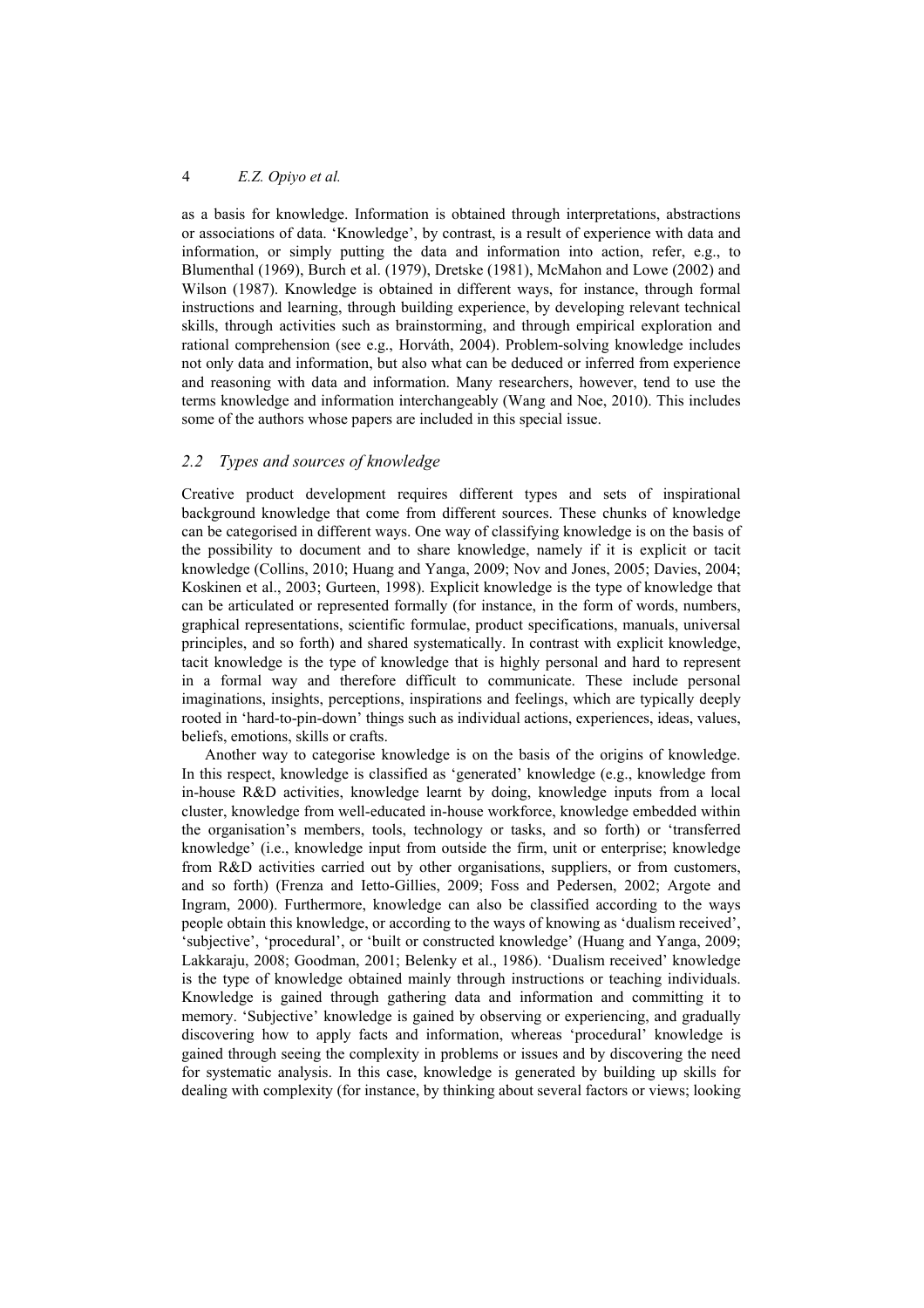as a basis for knowledge. Information is obtained through interpretations, abstractions or associations of data. 'Knowledge', by contrast, is a result of experience with data and information, or simply putting the data and information into action, refer, e.g., to Blumenthal (1969), Burch et al. (1979), Dretske (1981), McMahon and Lowe (2002) and Wilson (1987). Knowledge is obtained in different ways, for instance, through formal instructions and learning, through building experience, by developing relevant technical skills, through activities such as brainstorming, and through empirical exploration and rational comprehension (see e.g., Horváth, 2004). Problem-solving knowledge includes not only data and information, but also what can be deduced or inferred from experience and reasoning with data and information. Many researchers, however, tend to use the terms knowledge and information interchangeably (Wang and Noe, 2010). This includes some of the authors whose papers are included in this special issue.

### *2.2 Types and sources of knowledge*

Creative product development requires different types and sets of inspirational background knowledge that come from different sources. These chunks of knowledge can be categorised in different ways. One way of classifying knowledge is on the basis of the possibility to document and to share knowledge, namely if it is explicit or tacit knowledge (Collins, 2010; Huang and Yanga, 2009; Nov and Jones, 2005; Davies, 2004; Koskinen et al., 2003; Gurteen, 1998). Explicit knowledge is the type of knowledge that can be articulated or represented formally (for instance, in the form of words, numbers, graphical representations, scientific formulae, product specifications, manuals, universal principles, and so forth) and shared systematically. In contrast with explicit knowledge, tacit knowledge is the type of knowledge that is highly personal and hard to represent in a formal way and therefore difficult to communicate. These include personal imaginations, insights, perceptions, inspirations and feelings, which are typically deeply rooted in 'hard-to-pin-down' things such as individual actions, experiences, ideas, values, beliefs, emotions, skills or crafts.

Another way to categorise knowledge is on the basis of the origins of knowledge. In this respect, knowledge is classified as 'generated' knowledge (e.g., knowledge from in-house R&D activities, knowledge learnt by doing, knowledge inputs from a local cluster, knowledge from well-educated in-house workforce, knowledge embedded within the organisation's members, tools, technology or tasks, and so forth) or 'transferred knowledge' (i.e., knowledge input from outside the firm, unit or enterprise; knowledge from R&D activities carried out by other organisations, suppliers, or from customers, and so forth) (Frenza and Ietto-Gillies, 2009; Foss and Pedersen, 2002; Argote and Ingram, 2000). Furthermore, knowledge can also be classified according to the ways people obtain this knowledge, or according to the ways of knowing as 'dualism received', 'subjective', 'procedural', or 'built or constructed knowledge' (Huang and Yanga, 2009; Lakkaraju, 2008; Goodman, 2001; Belenky et al., 1986). 'Dualism received' knowledge is the type of knowledge obtained mainly through instructions or teaching individuals. Knowledge is gained through gathering data and information and committing it to memory. 'Subjective' knowledge is gained by observing or experiencing, and gradually discovering how to apply facts and information, whereas 'procedural' knowledge is gained through seeing the complexity in problems or issues and by discovering the need for systematic analysis. In this case, knowledge is generated by building up skills for dealing with complexity (for instance, by thinking about several factors or views; looking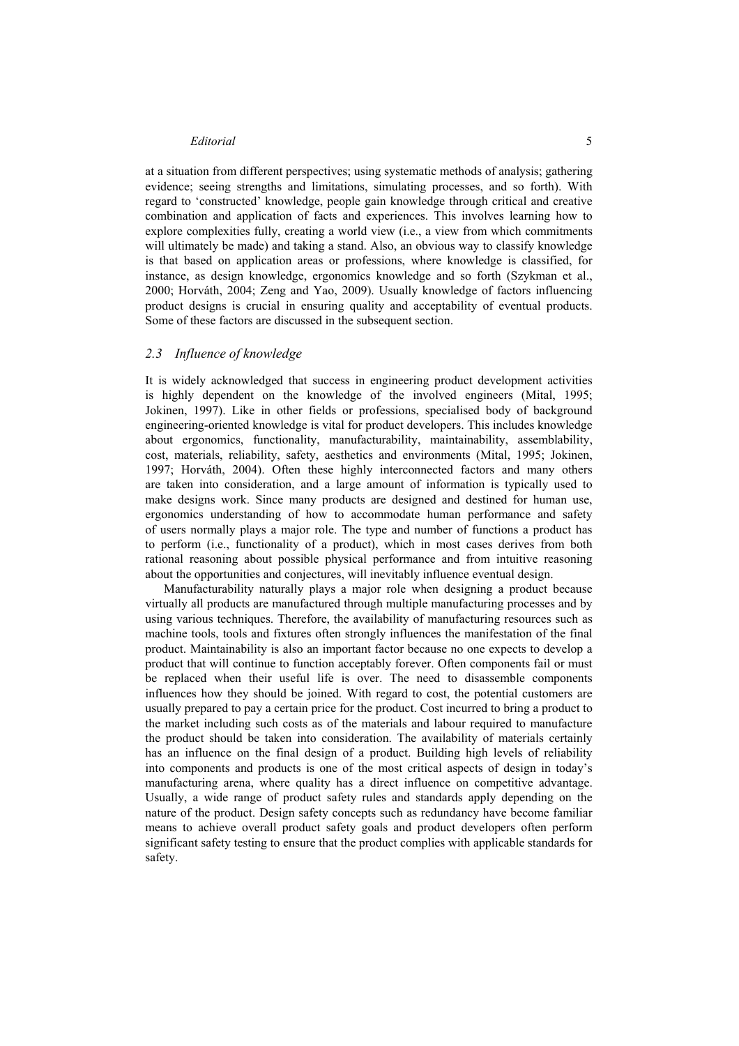at a situation from different perspectives; using systematic methods of analysis; gathering evidence; seeing strengths and limitations, simulating processes, and so forth). With regard to 'constructed' knowledge, people gain knowledge through critical and creative combination and application of facts and experiences. This involves learning how to explore complexities fully, creating a world view (i.e., a view from which commitments will ultimately be made) and taking a stand. Also, an obvious way to classify knowledge is that based on application areas or professions, where knowledge is classified, for instance, as design knowledge, ergonomics knowledge and so forth (Szykman et al., 2000; Horváth, 2004; Zeng and Yao, 2009). Usually knowledge of factors influencing product designs is crucial in ensuring quality and acceptability of eventual products. Some of these factors are discussed in the subsequent section.

### *2.3 Influence of knowledge*

It is widely acknowledged that success in engineering product development activities is highly dependent on the knowledge of the involved engineers (Mital, 1995; Jokinen, 1997). Like in other fields or professions, specialised body of background engineering-oriented knowledge is vital for product developers. This includes knowledge about ergonomics, functionality, manufacturability, maintainability, assemblability, cost, materials, reliability, safety, aesthetics and environments (Mital, 1995; Jokinen, 1997; Horváth, 2004). Often these highly interconnected factors and many others are taken into consideration, and a large amount of information is typically used to make designs work. Since many products are designed and destined for human use, ergonomics understanding of how to accommodate human performance and safety of users normally plays a major role. The type and number of functions a product has to perform (i.e., functionality of a product), which in most cases derives from both rational reasoning about possible physical performance and from intuitive reasoning about the opportunities and conjectures, will inevitably influence eventual design.

Manufacturability naturally plays a major role when designing a product because virtually all products are manufactured through multiple manufacturing processes and by using various techniques. Therefore, the availability of manufacturing resources such as machine tools, tools and fixtures often strongly influences the manifestation of the final product. Maintainability is also an important factor because no one expects to develop a product that will continue to function acceptably forever. Often components fail or must be replaced when their useful life is over. The need to disassemble components influences how they should be joined. With regard to cost, the potential customers are usually prepared to pay a certain price for the product. Cost incurred to bring a product to the market including such costs as of the materials and labour required to manufacture the product should be taken into consideration. The availability of materials certainly has an influence on the final design of a product. Building high levels of reliability into components and products is one of the most critical aspects of design in today's manufacturing arena, where quality has a direct influence on competitive advantage. Usually, a wide range of product safety rules and standards apply depending on the nature of the product. Design safety concepts such as redundancy have become familiar means to achieve overall product safety goals and product developers often perform significant safety testing to ensure that the product complies with applicable standards for safety.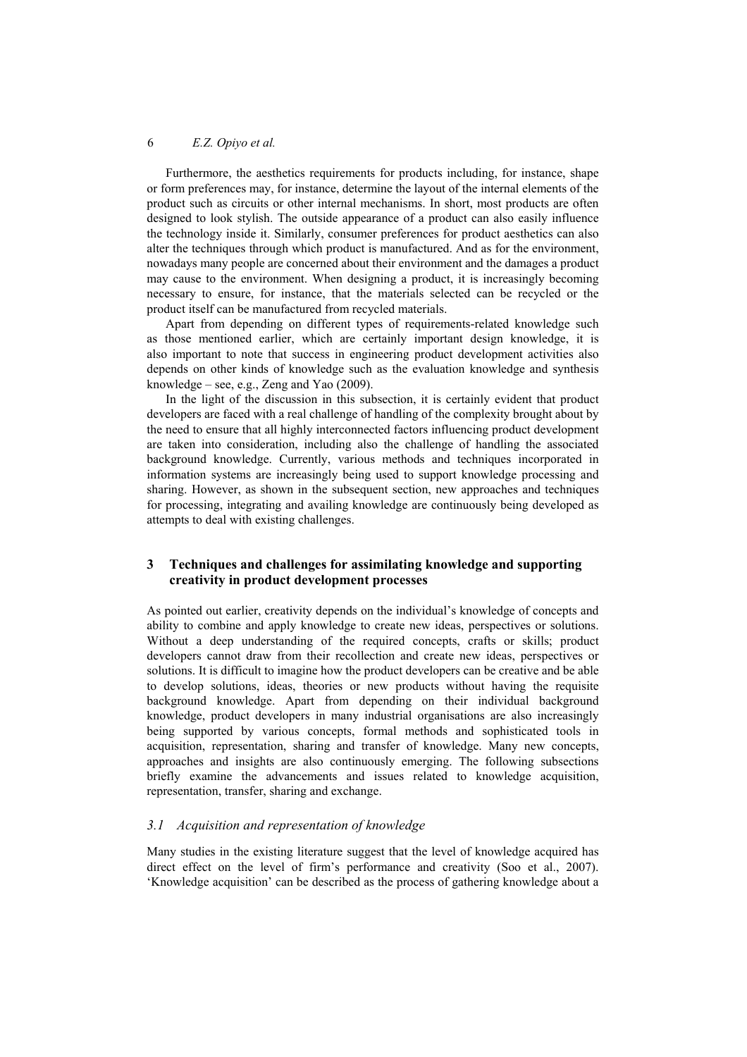Furthermore, the aesthetics requirements for products including, for instance, shape or form preferences may, for instance, determine the layout of the internal elements of the product such as circuits or other internal mechanisms. In short, most products are often designed to look stylish. The outside appearance of a product can also easily influence the technology inside it. Similarly, consumer preferences for product aesthetics can also alter the techniques through which product is manufactured. And as for the environment, nowadays many people are concerned about their environment and the damages a product may cause to the environment. When designing a product, it is increasingly becoming necessary to ensure, for instance, that the materials selected can be recycled or the product itself can be manufactured from recycled materials.

Apart from depending on different types of requirements-related knowledge such as those mentioned earlier, which are certainly important design knowledge, it is also important to note that success in engineering product development activities also depends on other kinds of knowledge such as the evaluation knowledge and synthesis knowledge – see, e.g., Zeng and Yao (2009).

In the light of the discussion in this subsection, it is certainly evident that product developers are faced with a real challenge of handling of the complexity brought about by the need to ensure that all highly interconnected factors influencing product development are taken into consideration, including also the challenge of handling the associated background knowledge. Currently, various methods and techniques incorporated in information systems are increasingly being used to support knowledge processing and sharing. However, as shown in the subsequent section, new approaches and techniques for processing, integrating and availing knowledge are continuously being developed as attempts to deal with existing challenges.

## 3 Techniques and challenges for assimilating knowledge and supporting creativity in product development processes

As pointed out earlier, creativity depends on the individual's knowledge of concepts and ability to combine and apply knowledge to create new ideas, perspectives or solutions. Without a deep understanding of the required concepts, crafts or skills; product developers cannot draw from their recollection and create new ideas, perspectives or solutions. It is difficult to imagine how the product developers can be creative and be able to develop solutions, ideas, theories or new products without having the requisite background knowledge. Apart from depending on their individual background knowledge, product developers in many industrial organisations are also increasingly being supported by various concepts, formal methods and sophisticated tools in acquisition, representation, sharing and transfer of knowledge. Many new concepts, approaches and insights are also continuously emerging. The following subsections briefly examine the advancements and issues related to knowledge acquisition, representation, transfer, sharing and exchange.

### *3.1 Acquisition and representation of knowledge*

Many studies in the existing literature suggest that the level of knowledge acquired has direct effect on the level of firm's performance and creativity (Soo et al., 2007). 'Knowledge acquisition' can be described as the process of gathering knowledge about a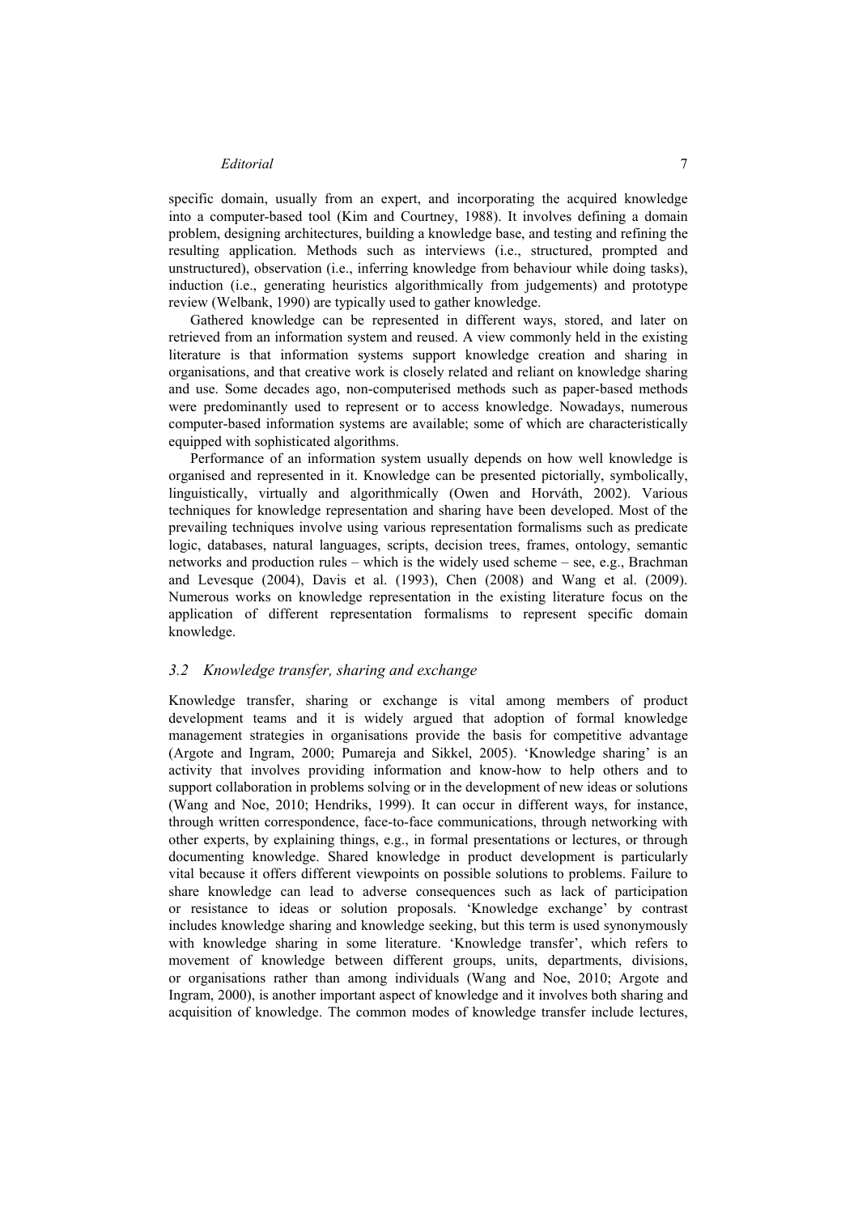specific domain, usually from an expert, and incorporating the acquired knowledge into a computer-based tool (Kim and Courtney, 1988). It involves defining a domain problem, designing architectures, building a knowledge base, and testing and refining the resulting application. Methods such as interviews (i.e., structured, prompted and unstructured), observation (i.e., inferring knowledge from behaviour while doing tasks), induction (i.e., generating heuristics algorithmically from judgements) and prototype review (Welbank, 1990) are typically used to gather knowledge.

Gathered knowledge can be represented in different ways, stored, and later on retrieved from an information system and reused. A view commonly held in the existing literature is that information systems support knowledge creation and sharing in organisations, and that creative work is closely related and reliant on knowledge sharing and use. Some decades ago, non-computerised methods such as paper-based methods were predominantly used to represent or to access knowledge. Nowadays, numerous computer-based information systems are available; some of which are characteristically equipped with sophisticated algorithms.

Performance of an information system usually depends on how well knowledge is organised and represented in it. Knowledge can be presented pictorially, symbolically, linguistically, virtually and algorithmically (Owen and Horváth, 2002). Various techniques for knowledge representation and sharing have been developed. Most of the prevailing techniques involve using various representation formalisms such as predicate logic, databases, natural languages, scripts, decision trees, frames, ontology, semantic networks and production rules – which is the widely used scheme – see, e.g., Brachman and Levesque (2004), Davis et al. (1993), Chen (2008) and Wang et al. (2009). Numerous works on knowledge representation in the existing literature focus on the application of different representation formalisms to represent specific domain knowledge.

### *3.2 Knowledge transfer, sharing and exchange*

Knowledge transfer, sharing or exchange is vital among members of product development teams and it is widely argued that adoption of formal knowledge management strategies in organisations provide the basis for competitive advantage (Argote and Ingram, 2000; Pumareja and Sikkel, 2005). 'Knowledge sharing' is an activity that involves providing information and know-how to help others and to support collaboration in problems solving or in the development of new ideas or solutions (Wang and Noe, 2010; Hendriks, 1999). It can occur in different ways, for instance, through written correspondence, face-to-face communications, through networking with other experts, by explaining things, e.g., in formal presentations or lectures, or through documenting knowledge. Shared knowledge in product development is particularly vital because it offers different viewpoints on possible solutions to problems. Failure to share knowledge can lead to adverse consequences such as lack of participation or resistance to ideas or solution proposals. 'Knowledge exchange' by contrast includes knowledge sharing and knowledge seeking, but this term is used synonymously with knowledge sharing in some literature. 'Knowledge transfer', which refers to movement of knowledge between different groups, units, departments, divisions, or organisations rather than among individuals (Wang and Noe, 2010; Argote and Ingram, 2000), is another important aspect of knowledge and it involves both sharing and acquisition of knowledge. The common modes of knowledge transfer include lectures,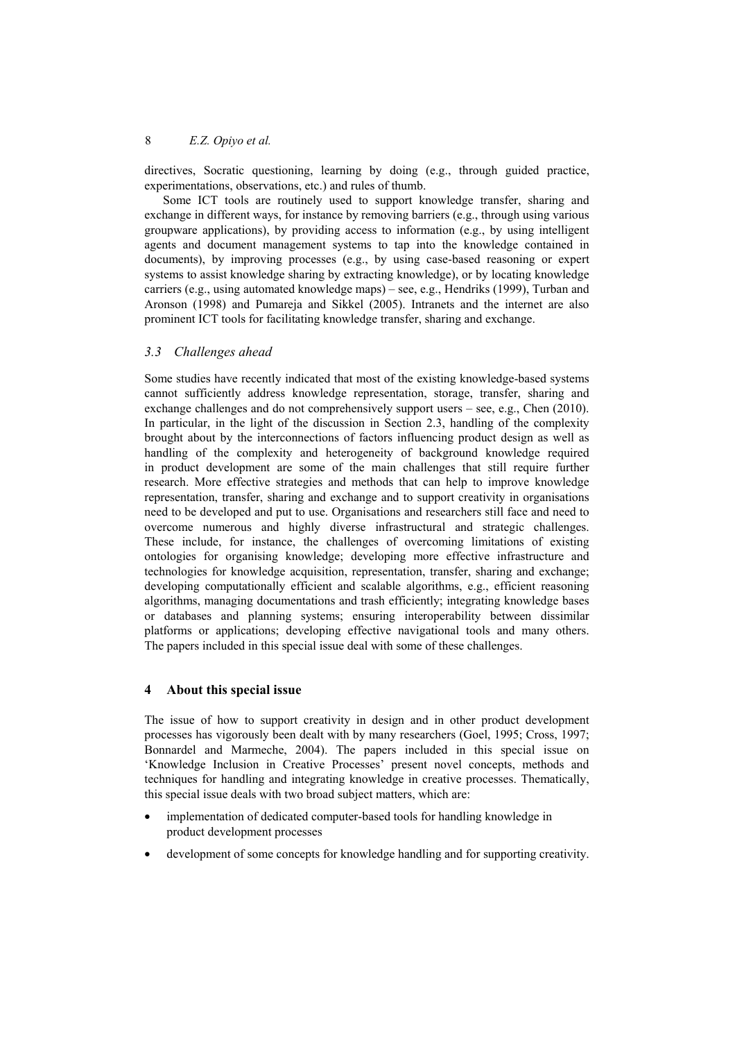directives, Socratic questioning, learning by doing (e.g., through guided practice, experimentations, observations, etc.) and rules of thumb.

Some ICT tools are routinely used to support knowledge transfer, sharing and exchange in different ways, for instance by removing barriers (e.g., through using various groupware applications), by providing access to information (e.g., by using intelligent agents and document management systems to tap into the knowledge contained in documents), by improving processes (e.g., by using case-based reasoning or expert systems to assist knowledge sharing by extracting knowledge), or by locating knowledge carriers (e.g., using automated knowledge maps) – see, e.g., Hendriks (1999), Turban and Aronson (1998) and Pumareja and Sikkel (2005). Intranets and the internet are also prominent ICT tools for facilitating knowledge transfer, sharing and exchange.

### *3.3 Challenges ahead*

Some studies have recently indicated that most of the existing knowledge-based systems cannot sufficiently address knowledge representation, storage, transfer, sharing and exchange challenges and do not comprehensively support users – see, e.g., Chen (2010). In particular, in the light of the discussion in Section 2.3, handling of the complexity brought about by the interconnections of factors influencing product design as well as handling of the complexity and heterogeneity of background knowledge required in product development are some of the main challenges that still require further research. More effective strategies and methods that can help to improve knowledge representation, transfer, sharing and exchange and to support creativity in organisations need to be developed and put to use. Organisations and researchers still face and need to overcome numerous and highly diverse infrastructural and strategic challenges. These include, for instance, the challenges of overcoming limitations of existing ontologies for organising knowledge; developing more effective infrastructure and technologies for knowledge acquisition, representation, transfer, sharing and exchange; developing computationally efficient and scalable algorithms, e.g., efficient reasoning algorithms, managing documentations and trash efficiently; integrating knowledge bases or databases and planning systems; ensuring interoperability between dissimilar platforms or applications; developing effective navigational tools and many others. The papers included in this special issue deal with some of these challenges.

## 4 About this special issue

The issue of how to support creativity in design and in other product development processes has vigorously been dealt with by many researchers (Goel, 1995; Cross, 1997; Bonnardel and Marmeche, 2004). The papers included in this special issue on 'Knowledge Inclusion in Creative Processes' present novel concepts, methods and techniques for handling and integrating knowledge in creative processes. Thematically, this special issue deals with two broad subject matters, which are:

- implementation of dedicated computer-based tools for handling knowledge in product development processes
- development of some concepts for knowledge handling and for supporting creativity.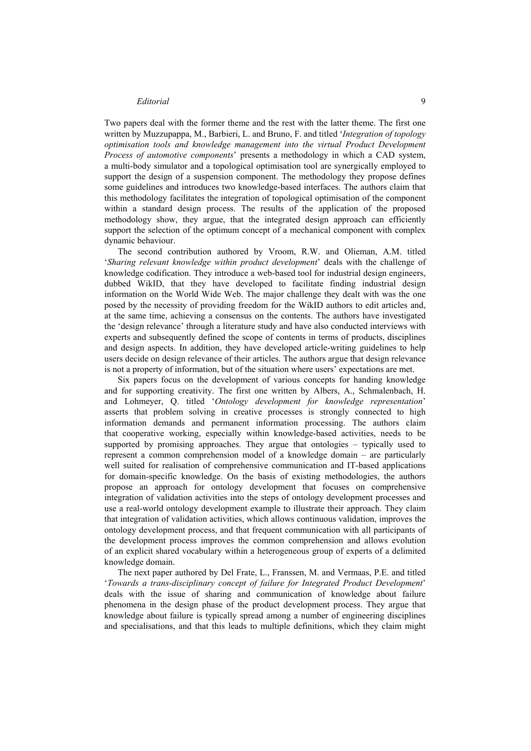Two papers deal with the former theme and the rest with the latter theme. The first one written by Muzzupappa, M., Barbieri, L. and Bruno, F. and titled '*Integration of topology optimisation tools and knowledge management into the virtual Product Development Process of automotive components*' presents a methodology in which a CAD system, a multi-body simulator and a topological optimisation tool are synergically employed to support the design of a suspension component. The methodology they propose defines some guidelines and introduces two knowledge-based interfaces. The authors claim that this methodology facilitates the integration of topological optimisation of the component within a standard design process. The results of the application of the proposed methodology show, they argue, that the integrated design approach can efficiently support the selection of the optimum concept of a mechanical component with complex dynamic behaviour.

The second contribution authored by Vroom, R.W. and Olieman, A.M. titled '*Sharing relevant knowledge within product development*' deals with the challenge of knowledge codification. They introduce a web-based tool for industrial design engineers, dubbed WikID, that they have developed to facilitate finding industrial design information on the World Wide Web. The major challenge they dealt with was the one posed by the necessity of providing freedom for the WikID authors to edit articles and, at the same time, achieving a consensus on the contents. The authors have investigated the 'design relevance' through a literature study and have also conducted interviews with experts and subsequently defined the scope of contents in terms of products, disciplines and design aspects. In addition, they have developed article-writing guidelines to help users decide on design relevance of their articles. The authors argue that design relevance is not a property of information, but of the situation where users' expectations are met.

Six papers focus on the development of various concepts for handing knowledge and for supporting creativity. The first one written by Albers, A., Schmalenbach, H. and Lohmeyer, Q. titled '*Ontology development for knowledge representation*' asserts that problem solving in creative processes is strongly connected to high information demands and permanent information processing. The authors claim that cooperative working, especially within knowledge-based activities, needs to be supported by promising approaches. They argue that ontologies – typically used to represent a common comprehension model of a knowledge domain – are particularly well suited for realisation of comprehensive communication and IT-based applications for domain-specific knowledge. On the basis of existing methodologies, the authors propose an approach for ontology development that focuses on comprehensive integration of validation activities into the steps of ontology development processes and use a real-world ontology development example to illustrate their approach. They claim that integration of validation activities, which allows continuous validation, improves the ontology development process, and that frequent communication with all participants of the development process improves the common comprehension and allows evolution of an explicit shared vocabulary within a heterogeneous group of experts of a delimited knowledge domain.

The next paper authored by Del Frate, L., Franssen, M. and Vermaas, P.E. and titled '*Towards a trans-disciplinary concept of failure for Integrated Product Development*' deals with the issue of sharing and communication of knowledge about failure phenomena in the design phase of the product development process. They argue that knowledge about failure is typically spread among a number of engineering disciplines and specialisations, and that this leads to multiple definitions, which they claim might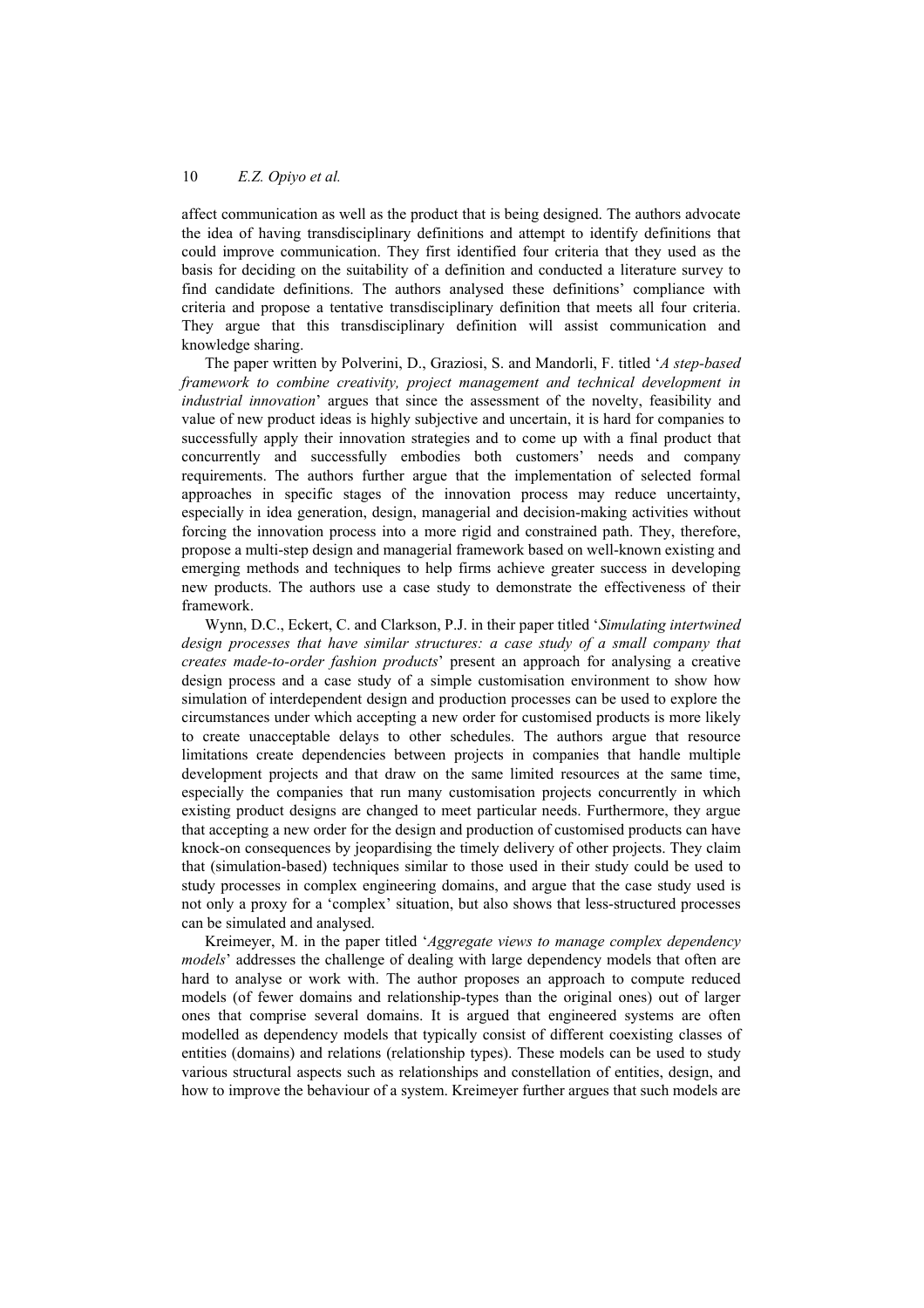affect communication as well as the product that is being designed. The authors advocate the idea of having transdisciplinary definitions and attempt to identify definitions that could improve communication. They first identified four criteria that they used as the basis for deciding on the suitability of a definition and conducted a literature survey to find candidate definitions. The authors analysed these definitions' compliance with criteria and propose a tentative transdisciplinary definition that meets all four criteria. They argue that this transdisciplinary definition will assist communication and knowledge sharing.

The paper written by Polverini, D., Graziosi, S. and Mandorli, F. titled '*A step-based framework to combine creativity, project management and technical development in industrial innovation*' argues that since the assessment of the novelty, feasibility and value of new product ideas is highly subjective and uncertain, it is hard for companies to successfully apply their innovation strategies and to come up with a final product that concurrently and successfully embodies both customers' needs and company requirements. The authors further argue that the implementation of selected formal approaches in specific stages of the innovation process may reduce uncertainty, especially in idea generation, design, managerial and decision-making activities without forcing the innovation process into a more rigid and constrained path. They, therefore, propose a multi-step design and managerial framework based on well-known existing and emerging methods and techniques to help firms achieve greater success in developing new products. The authors use a case study to demonstrate the effectiveness of their framework.

Wynn, D.C., Eckert, C. and Clarkson, P.J. in their paper titled '*Simulating intertwined design processes that have similar structures: a case study of a small company that creates made-to-order fashion products*' present an approach for analysing a creative design process and a case study of a simple customisation environment to show how simulation of interdependent design and production processes can be used to explore the circumstances under which accepting a new order for customised products is more likely to create unacceptable delays to other schedules. The authors argue that resource limitations create dependencies between projects in companies that handle multiple development projects and that draw on the same limited resources at the same time, especially the companies that run many customisation projects concurrently in which existing product designs are changed to meet particular needs. Furthermore, they argue that accepting a new order for the design and production of customised products can have knock-on consequences by jeopardising the timely delivery of other projects. They claim that (simulation-based) techniques similar to those used in their study could be used to study processes in complex engineering domains, and argue that the case study used is not only a proxy for a 'complex' situation, but also shows that less-structured processes can be simulated and analysed.

Kreimeyer, M. in the paper titled '*Aggregate views to manage complex dependency models*' addresses the challenge of dealing with large dependency models that often are hard to analyse or work with. The author proposes an approach to compute reduced models (of fewer domains and relationship-types than the original ones) out of larger ones that comprise several domains. It is argued that engineered systems are often modelled as dependency models that typically consist of different coexisting classes of entities (domains) and relations (relationship types). These models can be used to study various structural aspects such as relationships and constellation of entities, design, and how to improve the behaviour of a system. Kreimeyer further argues that such models are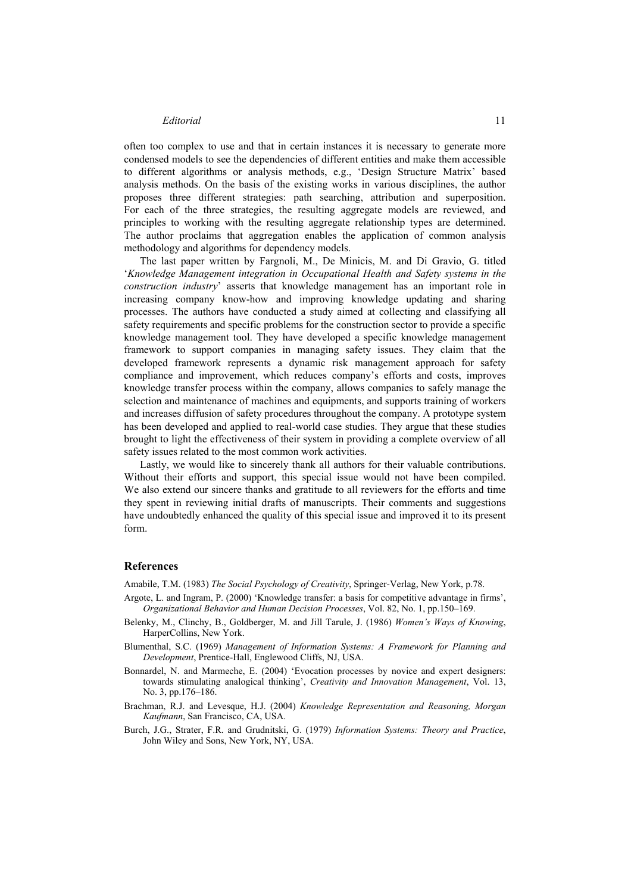often too complex to use and that in certain instances it is necessary to generate more condensed models to see the dependencies of different entities and make them accessible to different algorithms or analysis methods, e.g., 'Design Structure Matrix' based analysis methods. On the basis of the existing works in various disciplines, the author proposes three different strategies: path searching, attribution and superposition. For each of the three strategies, the resulting aggregate models are reviewed, and principles to working with the resulting aggregate relationship types are determined. The author proclaims that aggregation enables the application of common analysis methodology and algorithms for dependency models.

The last paper written by Fargnoli, M., De Minicis, M. and Di Gravio, G. titled '*Knowledge Management integration in Occupational Health and Safety systems in the construction industry*' asserts that knowledge management has an important role in increasing company know-how and improving knowledge updating and sharing processes. The authors have conducted a study aimed at collecting and classifying all safety requirements and specific problems for the construction sector to provide a specific knowledge management tool. They have developed a specific knowledge management framework to support companies in managing safety issues. They claim that the developed framework represents a dynamic risk management approach for safety compliance and improvement, which reduces company's efforts and costs, improves knowledge transfer process within the company, allows companies to safely manage the selection and maintenance of machines and equipments, and supports training of workers and increases diffusion of safety procedures throughout the company. A prototype system has been developed and applied to real-world case studies. They argue that these studies brought to light the effectiveness of their system in providing a complete overview of all safety issues related to the most common work activities.

Lastly, we would like to sincerely thank all authors for their valuable contributions. Without their efforts and support, this special issue would not have been compiled. We also extend our sincere thanks and gratitude to all reviewers for the efforts and time they spent in reviewing initial drafts of manuscripts. Their comments and suggestions have undoubtedly enhanced the quality of this special issue and improved it to its present form.

## References

Amabile, T.M. (1983) *The Social Psychology of Creativity*, Springer-Verlag, New York, p.78.

Argote, L. and Ingram, P. (2000) 'Knowledge transfer: a basis for competitive advantage in firms', *Organizational Behavior and Human Decision Processes*, Vol. 82, No. 1, pp.150–169.

Belenky, M., Clinchy, B., Goldberger, M. and Jill Tarule, J. (1986) *Women's Ways of Knowing*, HarperCollins, New York.

Blumenthal, S.C. (1969) *Management of Information Systems: A Framework for Planning and Development*, Prentice-Hall, Englewood Cliffs, NJ, USA.

Bonnardel, N. and Marmeche, E. (2004) 'Evocation processes by novice and expert designers: towards stimulating analogical thinking', *Creativity and Innovation Management*, Vol. 13, No. 3, pp.176–186.

Brachman, R.J. and Levesque, H.J. (2004) *Knowledge Representation and Reasoning, Morgan Kaufmann*, San Francisco, CA, USA.

Burch, J.G., Strater, F.R. and Grudnitski, G. (1979) *Information Systems: Theory and Practice*, John Wiley and Sons, New York, NY, USA.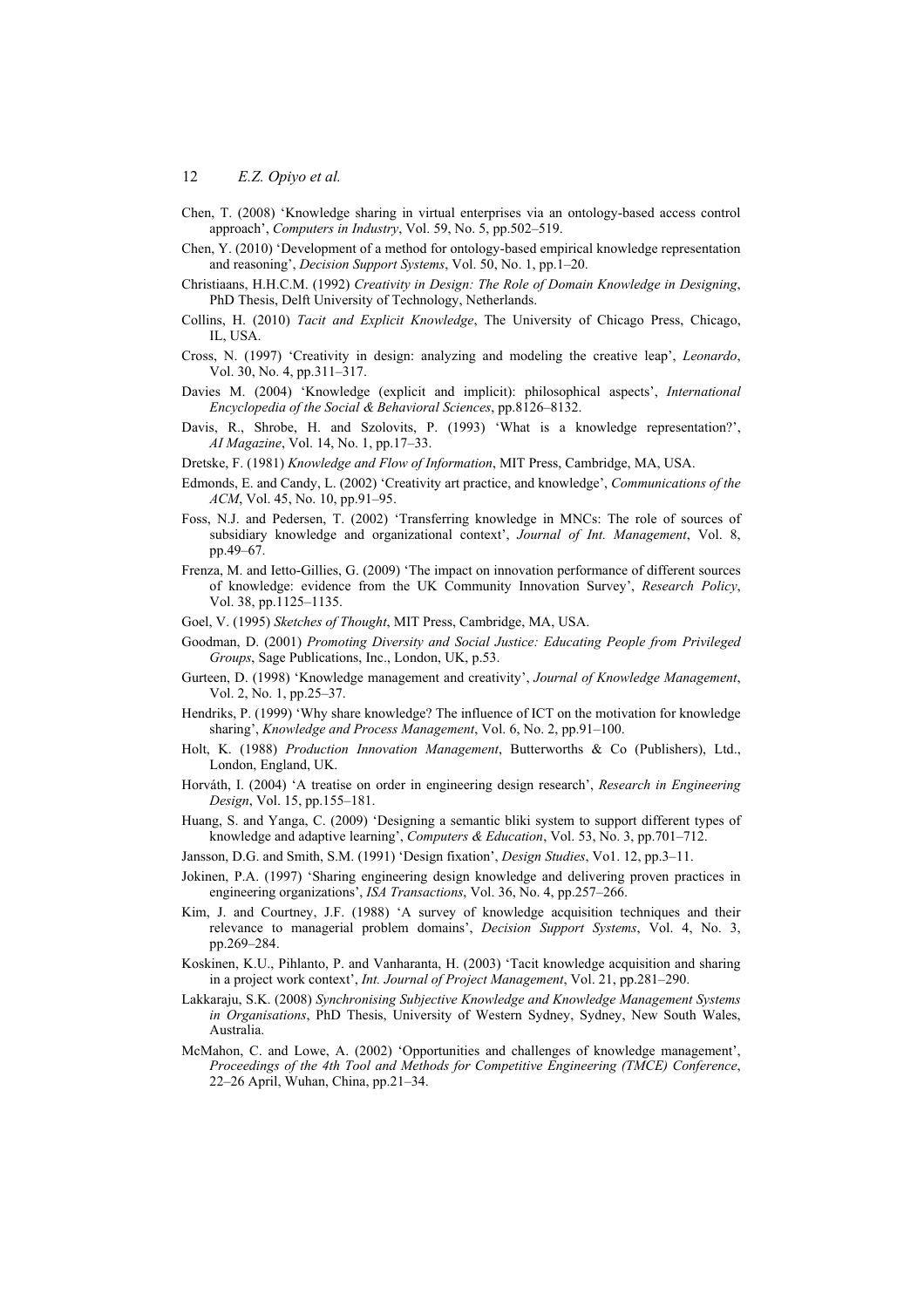Chen, T. (2008) 'Knowledge sharing in virtual enterprises via an ontology-based access control approach', *Computers in Industry*, Vol. 59, No. 5, pp.502–519.

Chen, Y. (2010) 'Development of a method for ontology-based empirical knowledge representation and reasoning', *Decision Support Systems*, Vol. 50, No. 1, pp.1–20.

Christiaans, H.H.C.M. (1992) *Creativity in Design: The Role of Domain Knowledge in Designing*, PhD Thesis, Delft University of Technology, Netherlands.

Collins, H. (2010) *Tacit and Explicit Knowledge*, The University of Chicago Press, Chicago, IL, USA.

Cross, N. (1997) 'Creativity in design: analyzing and modeling the creative leap', *Leonardo*, Vol. 30, No. 4, pp.311–317.

Davies M. (2004) 'Knowledge (explicit and implicit): philosophical aspects', *International Encyclopedia of the Social & Behavioral Sciences*, pp.8126–8132.

Davis, R., Shrobe, H. and Szolovits, P. (1993) 'What is a knowledge representation?', *AI Magazine*, Vol. 14, No. 1, pp.17–33.

Dretske, F. (1981) *Knowledge and Flow of Information*, MIT Press, Cambridge, MA, USA.

Edmonds, E. and Candy, L. (2002) 'Creativity art practice, and knowledge', *Communications of the ACM*, Vol. 45, No. 10, pp.91–95.

Foss, N.J. and Pedersen, T. (2002) 'Transferring knowledge in MNCs: The role of sources of subsidiary knowledge and organizational context', *Journal of Int. Management*, Vol. 8, pp.49–67.

Frenza, M. and Ietto-Gillies, G. (2009) 'The impact on innovation performance of different sources of knowledge: evidence from the UK Community Innovation Survey', *Research Policy*, Vol. 38, pp.1125–1135.

Goel, V. (1995) *Sketches of Thought*, MIT Press, Cambridge, MA, USA.

Goodman, D. (2001) *Promoting Diversity and Social Justice: Educating People from Privileged Groups*, Sage Publications, Inc., London, UK, p.53.

Gurteen, D. (1998) 'Knowledge management and creativity', *Journal of Knowledge Management*, Vol. 2, No. 1, pp.25–37.

Hendriks, P. (1999) 'Why share knowledge? The influence of ICT on the motivation for knowledge sharing', *Knowledge and Process Management*, Vol. 6, No. 2, pp.91–100.

Holt, K. (1988) *Production Innovation Management*, Butterworths & Co (Publishers), Ltd., London, England, UK.

Horváth, I. (2004) 'A treatise on order in engineering design research', *Research in Engineering Design*, Vol. 15, pp.155–181.

Huang, S. and Yanga, C. (2009) 'Designing a semantic bliki system to support different types of knowledge and adaptive learning', *Computers & Education*, Vol. 53, No. 3, pp.701–712.

Jansson, D.G. and Smith, S.M. (1991) 'Design fixation', *Design Studies*, Vo1. 12, pp.3–11.

Jokinen, P.A. (1997) 'Sharing engineering design knowledge and delivering proven practices in engineering organizations', *ISA Transactions*, Vol. 36, No. 4, pp.257–266.

Kim, J. and Courtney, J.F. (1988) 'A survey of knowledge acquisition techniques and their relevance to managerial problem domains', *Decision Support Systems*, Vol. 4, No. 3, pp.269–284.

Koskinen, K.U., Pihlanto, P. and Vanharanta, H. (2003) 'Tacit knowledge acquisition and sharing in a project work context', *Int. Journal of Project Management*, Vol. 21, pp.281–290.

Lakkaraju, S.K. (2008) *Synchronising Subjective Knowledge and Knowledge Management Systems in Organisations*, PhD Thesis, University of Western Sydney, Sydney, New South Wales, Australia.

McMahon, C. and Lowe, A. (2002) 'Opportunities and challenges of knowledge management', *Proceedings of the 4th Tool and Methods for Competitive Engineering (TMCE) Conference*, 22–26 April, Wuhan, China, pp.21–34.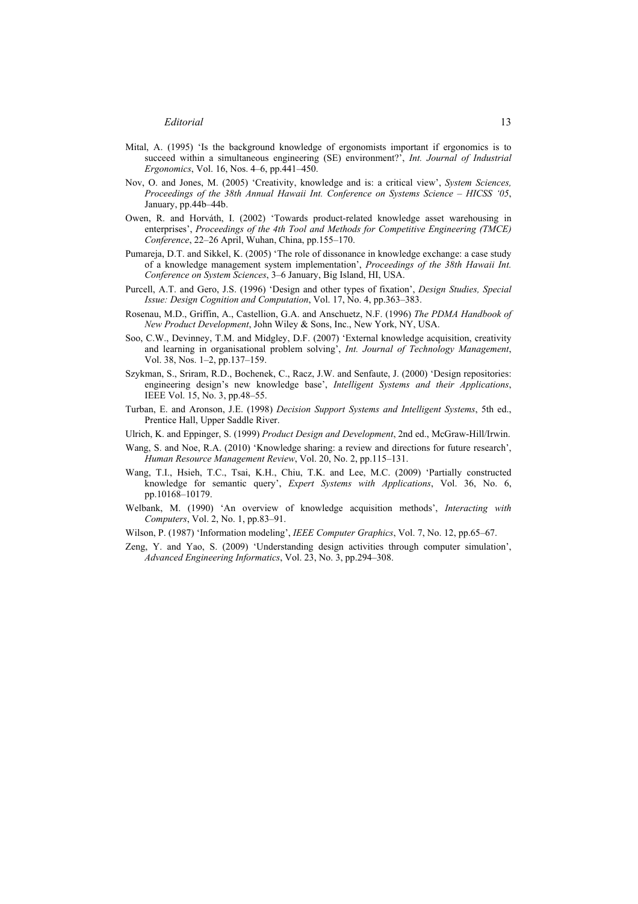Mital, A. (1995) 'Is the background knowledge of ergonomists important if ergonomics is to succeed within a simultaneous engineering (SE) environment?', *Int. Journal of Industrial Ergonomics*, Vol. 16, Nos. 4–6, pp.441–450.

Nov, O. and Jones, M. (2005) 'Creativity, knowledge and is: a critical view', *System Sciences, Proceedings of the 38th Annual Hawaii Int. Conference on Systems Science – HICSS '05*, January, pp.44b–44b.

Owen, R. and Horváth, I. (2002) 'Towards product-related knowledge asset warehousing in enterprises', *Proceedings of the 4th Tool and Methods for Competitive Engineering (TMCE) Conference*, 22–26 April, Wuhan, China, pp.155–170.

Pumareja, D.T. and Sikkel, K. (2005) 'The role of dissonance in knowledge exchange: a case study of a knowledge management system implementation', *Proceedings of the 38th Hawaii Int. Conference on System Sciences*, 3–6 January, Big Island, HI, USA.

Purcell, A.T. and Gero, J.S. (1996) 'Design and other types of fixation', *Design Studies, Special Issue: Design Cognition and Computation*, Vol. 17, No. 4, pp.363–383.

Rosenau, M.D., Griffin, A., Castellion, G.A. and Anschuetz, N.F. (1996) *The PDMA Handbook of New Product Development*, John Wiley & Sons, Inc., New York, NY, USA.

Soo, C.W., Devinney, T.M. and Midgley, D.F. (2007) 'External knowledge acquisition, creativity and learning in organisational problem solving', *Int. Journal of Technology Management*, Vol. 38, Nos. 1–2, pp.137–159.

Szykman, S., Sriram, R.D., Bochenek, C., Racz, J.W. and Senfaute, J. (2000) 'Design repositories: engineering design's new knowledge base', *Intelligent Systems and their Applications*, IEEE Vol. 15, No. 3, pp.48–55.

Turban, E. and Aronson, J.E. (1998) *Decision Support Systems and Intelligent Systems*, 5th ed., Prentice Hall, Upper Saddle River.

Ulrich, K. and Eppinger, S. (1999) *Product Design and Development*, 2nd ed., McGraw-Hill/Irwin.

Wang, S. and Noe, R.A. (2010) 'Knowledge sharing: a review and directions for future research', *Human Resource Management Review*, Vol. 20, No. 2, pp.115–131.

Wang, T.I., Hsieh, T.C., Tsai, K.H., Chiu, T.K. and Lee, M.C. (2009) 'Partially constructed knowledge for semantic query', *Expert Systems with Applications*, Vol. 36, No. 6, pp.10168–10179.

Welbank, M. (1990) 'An overview of knowledge acquisition methods', *Interacting with Computers*, Vol. 2, No. 1, pp.83–91.

Wilson, P. (1987) 'Information modeling', *IEEE Computer Graphics*, Vol. 7, No. 12, pp.65–67.

Zeng, Y. and Yao, S. (2009) 'Understanding design activities through computer simulation', *Advanced Engineering Informatics*, Vol. 23, No. 3, pp.294–308.